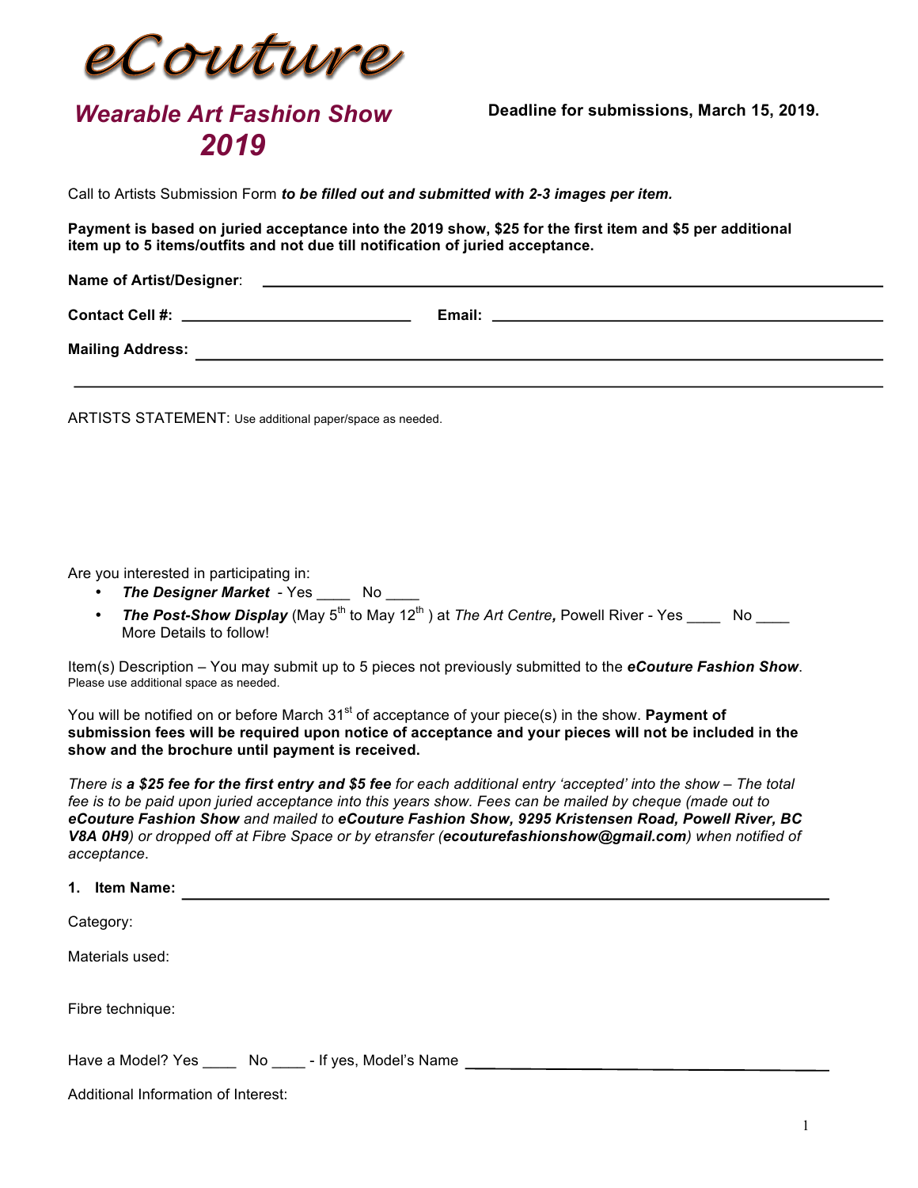# eCouture

## Wearable Art Fashion Show 2019

**Deadline for submissions, March 15, 2019.**

Call to Artists Submission Form ***to be filled out and submitted with 2-3 images per item.***

**Payment is based on juried acceptance into the 2019 show, $25 for the first item and $5 per additional item up to 5 items/outfits and not due till notification of juried acceptance.**

**Name of Artist/Designer**: ______________________________________________

**Contact Cell #:** ____________________ **Email:** ____________________________

**Mailing Address:** ___________________________________________________

______________________________________________________________

ARTISTS STATEMENT: Use additional paper/space as needed.

Are you interested in participating in:

- ***The Designer Market*** - Yes ____ No ____
- ***The Post-Show Display*** (May 5th to May 12th ) at *The Art Centre,* Powell River - Yes ____ No ____
  More Details to follow!

Item(s) Description – You may submit up to 5 pieces not previously submitted to the ***eCouture Fashion Show***.
Please use additional space as needed.

You will be notified on or before March 31st of acceptance of your piece(s) in the show. **Payment of submission fees will be required upon notice of acceptance and your pieces will not be included in the show and the brochure until payment is received.**

*There is **a $25 fee for the first entry and $5 fee** for each additional entry 'accepted' into the show – The total fee is to be paid upon juried acceptance into this years show. Fees can be mailed by cheque (made out to **eCouture Fashion Show** and mailed to **eCouture Fashion Show, 9295 Kristensen Road, Powell River, BC V8A 0H9**) or dropped off at Fibre Space or by etransfer (**ecouturefashionshow@gmail.com**) when notified of acceptance.*

**1. Item Name:** ______________________________________________

Category:

Materials used:

Fibre technique:

Have a Model? Yes ____ No ____ - If yes, Model's Name ______________________

Additional Information of Interest: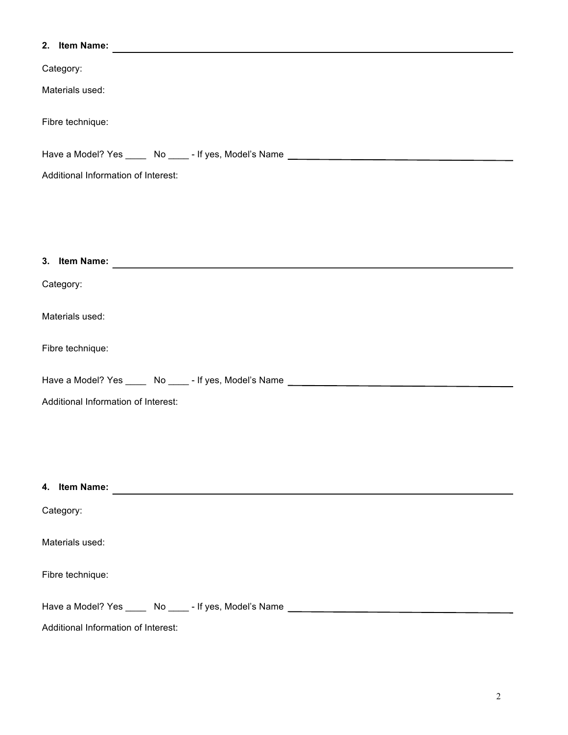**2. Item Name:** ______________________________________________________________

Category:

Materials used:

Fibre technique:

Have a Model? Yes ____ No ____ - If yes, Model's Name ______________________________

Additional Information of Interest:

**3. Item Name:** ______________________________________________________________

Category:

Materials used:

Fibre technique:

Have a Model? Yes ____ No ____ - If yes, Model's Name ______________________________

Additional Information of Interest:

**4. Item Name:** ______________________________________________________________

Category:

Materials used:

Fibre technique:

Have a Model? Yes ____ No ____ - If yes, Model's Name ______________________________

Additional Information of Interest: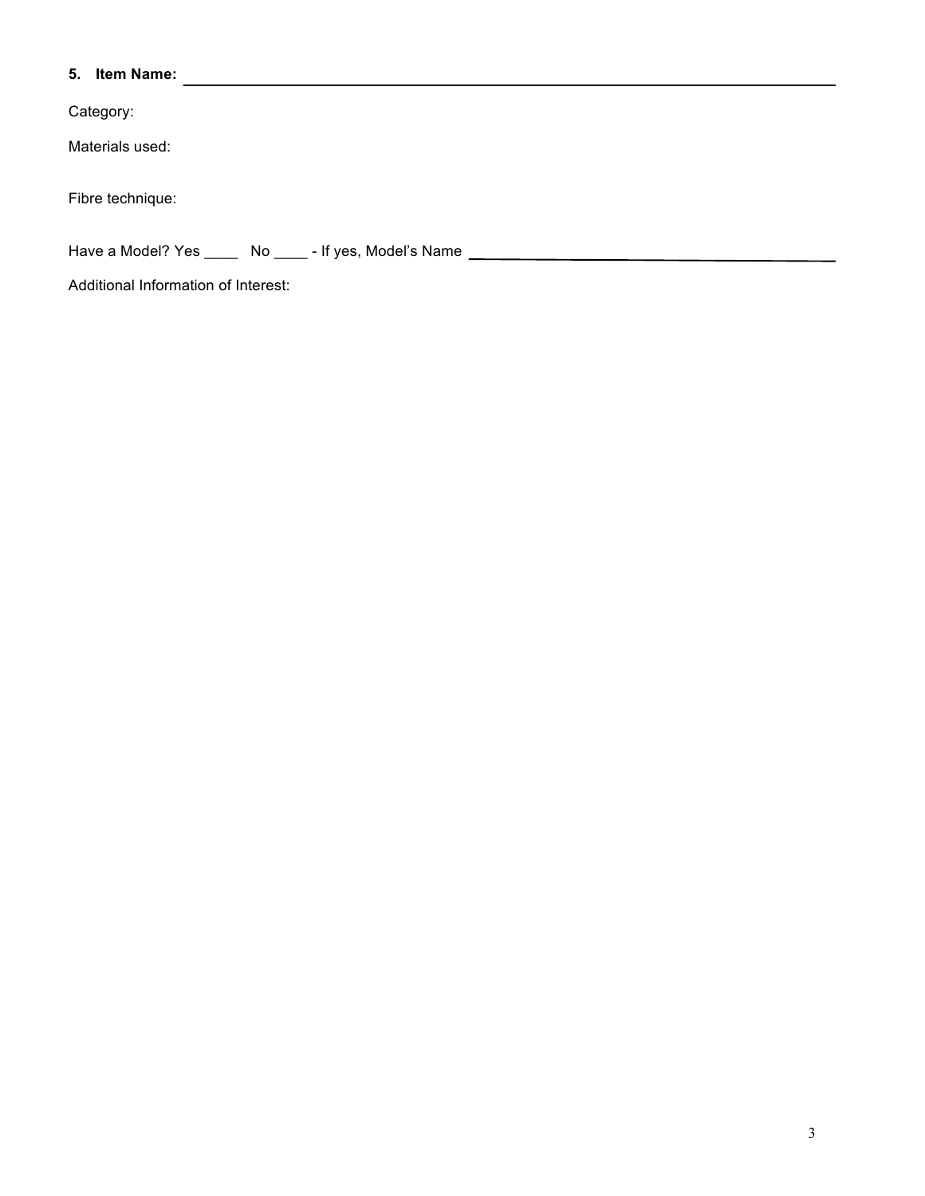**5. Item Name:** ____________________________________________

Category:

Materials used:

Fibre technique:

Have a Model? Yes ____ No ____ - If yes, Model's Name ____________________________________________

Additional Information of Interest: